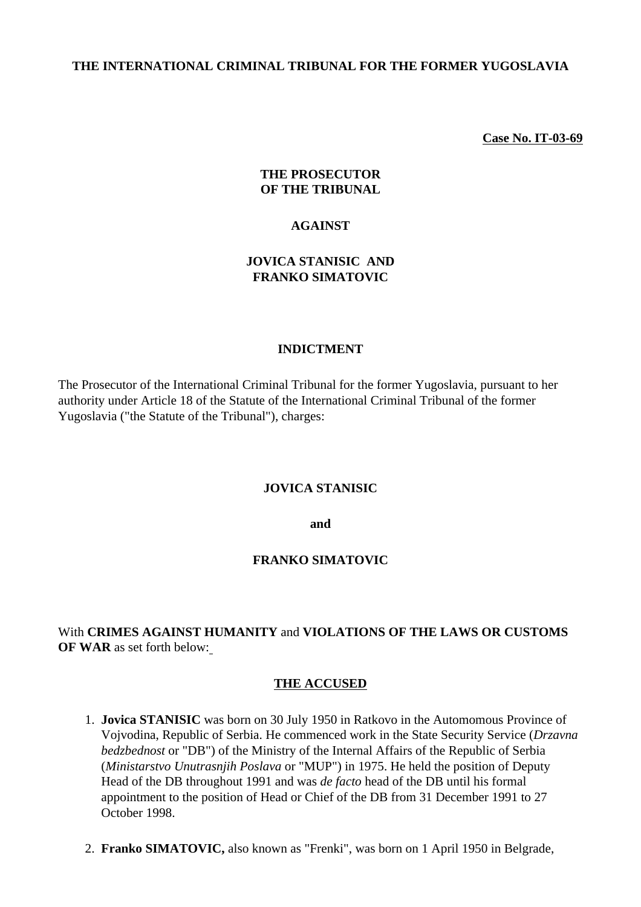**THE INTERNATIONAL CRIMINAL TRIBUNAL FOR THE FORMER YUGOSLAVIA**

**Case No. IT-03-69**

**THE PROSECUTOR**
**OF THE TRIBUNAL**

**AGAINST**

**JOVICA STANISIC AND**
**FRANKO SIMATOVIC**

# INDICTMENT

The Prosecutor of the International Criminal Tribunal for the former Yugoslavia, pursuant to her authority under Article 18 of the Statute of the International Criminal Tribunal of the former Yugoslavia ("the Statute of the Tribunal"), charges:

**JOVICA STANISIC**

**and**

**FRANKO SIMATOVIC**

With **CRIMES AGAINST HUMANITY** and **VIOLATIONS OF THE LAWS OR CUSTOMS OF WAR** as set forth below:

## THE ACCUSED

1. **Jovica STANISIC** was born on 30 July 1950 in Ratkovo in the Automomous Province of Vojvodina, Republic of Serbia. He commenced work in the State Security Service (*Drzavna bedzbednost* or "DB") of the Ministry of the Internal Affairs of the Republic of Serbia (*Ministarstvo Unutrasnjih Poslava* or "MUP") in 1975. He held the position of Deputy Head of the DB throughout 1991 and was *de facto* head of the DB until his formal appointment to the position of Head or Chief of the DB from 31 December 1991 to 27 October 1998.

2. **Franko SIMATOVIC,** also known as "Frenki", was born on 1 April 1950 in Belgrade,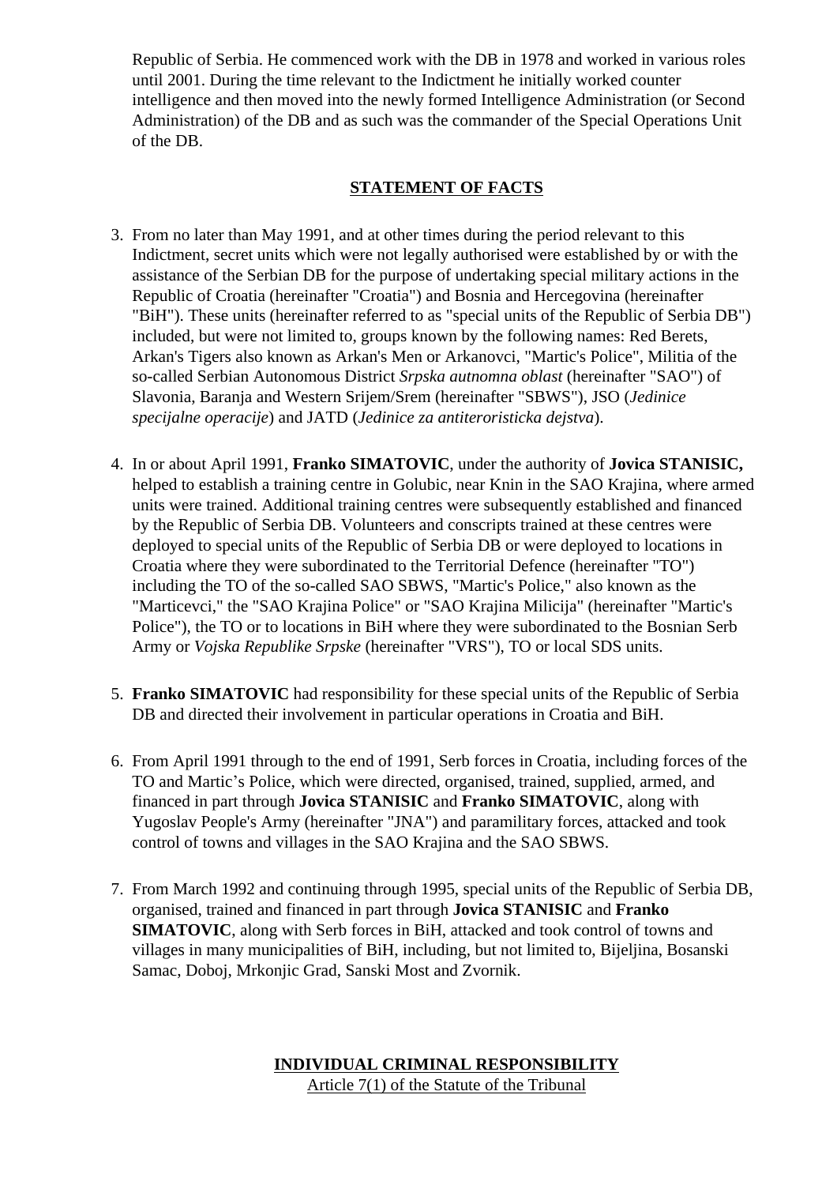Republic of Serbia. He commenced work with the DB in 1978 and worked in various roles until 2001. During the time relevant to the Indictment he initially worked counter intelligence and then moved into the newly formed Intelligence Administration (or Second Administration) of the DB and as such was the commander of the Special Operations Unit of the DB.

## STATEMENT OF FACTS

3. From no later than May 1991, and at other times during the period relevant to this Indictment, secret units which were not legally authorised were established by or with the assistance of the Serbian DB for the purpose of undertaking special military actions in the Republic of Croatia (hereinafter "Croatia") and Bosnia and Hercegovina (hereinafter "BiH"). These units (hereinafter referred to as "special units of the Republic of Serbia DB") included, but were not limited to, groups known by the following names: Red Berets, Arkan's Tigers also known as Arkan's Men or Arkanovci, "Martic's Police", Militia of the so-called Serbian Autonomous District *Srpska autnomna oblast* (hereinafter "SAO") of Slavonia, Baranja and Western Srijem/Srem (hereinafter "SBWS"), JSO (*Jedinice specijalne operacije*) and JATD (*Jedinice za antiteroristicka dejstva*).

4. In or about April 1991, **Franko SIMATOVIC**, under the authority of **Jovica STANISIC,** helped to establish a training centre in Golubic, near Knin in the SAO Krajina, where armed units were trained. Additional training centres were subsequently established and financed by the Republic of Serbia DB. Volunteers and conscripts trained at these centres were deployed to special units of the Republic of Serbia DB or were deployed to locations in Croatia where they were subordinated to the Territorial Defence (hereinafter "TO") including the TO of the so-called SAO SBWS, "Martic's Police," also known as the "Marticevci," the "SAO Krajina Police" or "SAO Krajina Milicija" (hereinafter "Martic's Police"), the TO or to locations in BiH where they were subordinated to the Bosnian Serb Army or *Vojska Republike Srpske* (hereinafter "VRS"), TO or local SDS units.

5. **Franko SIMATOVIC** had responsibility for these special units of the Republic of Serbia DB and directed their involvement in particular operations in Croatia and BiH.

6. From April 1991 through to the end of 1991, Serb forces in Croatia, including forces of the TO and Martic's Police, which were directed, organised, trained, supplied, armed, and financed in part through **Jovica STANISIC** and **Franko SIMATOVIC**, along with Yugoslav People's Army (hereinafter "JNA") and paramilitary forces, attacked and took control of towns and villages in the SAO Krajina and the SAO SBWS.

7. From March 1992 and continuing through 1995, special units of the Republic of Serbia DB, organised, trained and financed in part through **Jovica STANISIC** and **Franko SIMATOVIC**, along with Serb forces in BiH, attacked and took control of towns and villages in many municipalities of BiH, including, but not limited to, Bijeljina, Bosanski Samac, Doboj, Mrkonjic Grad, Sanski Most and Zvornik.

## INDIVIDUAL CRIMINAL RESPONSIBILITY

Article 7(1) of the Statute of the Tribunal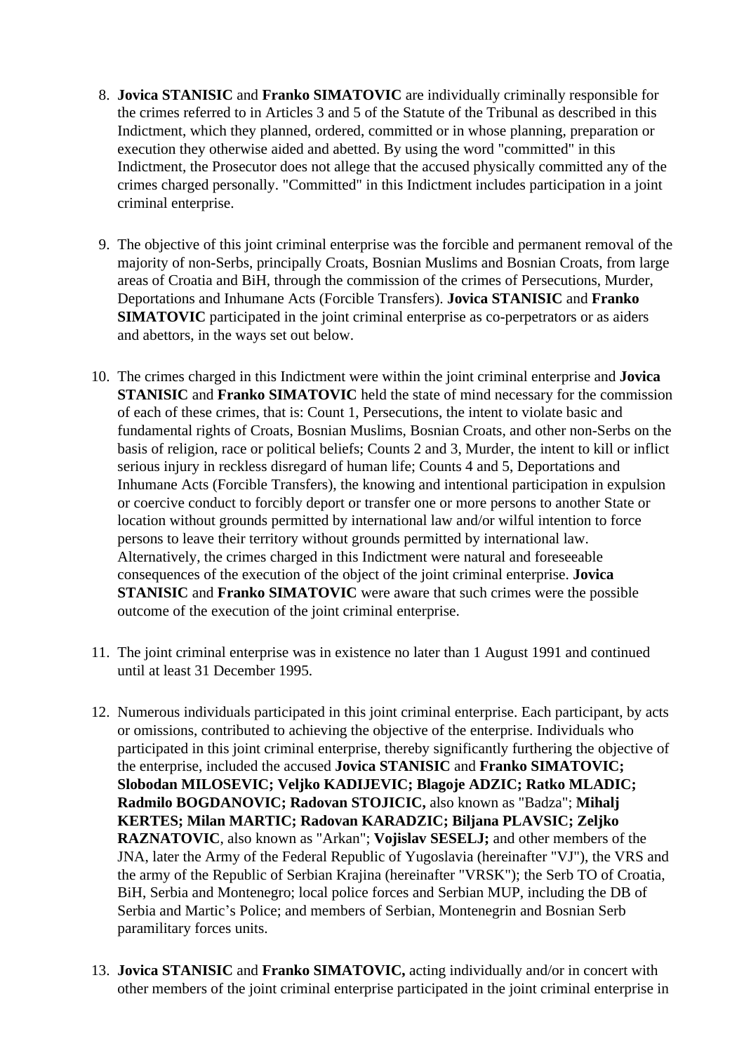8. **Jovica STANISIC** and **Franko SIMATOVIC** are individually criminally responsible for the crimes referred to in Articles 3 and 5 of the Statute of the Tribunal as described in this Indictment, which they planned, ordered, committed or in whose planning, preparation or execution they otherwise aided and abetted. By using the word "committed" in this Indictment, the Prosecutor does not allege that the accused physically committed any of the crimes charged personally. "Committed" in this Indictment includes participation in a joint criminal enterprise.

9. The objective of this joint criminal enterprise was the forcible and permanent removal of the majority of non-Serbs, principally Croats, Bosnian Muslims and Bosnian Croats, from large areas of Croatia and BiH, through the commission of the crimes of Persecutions, Murder, Deportations and Inhumane Acts (Forcible Transfers). **Jovica STANISIC** and **Franko SIMATOVIC** participated in the joint criminal enterprise as co-perpetrators or as aiders and abettors, in the ways set out below.

10. The crimes charged in this Indictment were within the joint criminal enterprise and **Jovica STANISIC** and **Franko SIMATOVIC** held the state of mind necessary for the commission of each of these crimes, that is: Count 1, Persecutions, the intent to violate basic and fundamental rights of Croats, Bosnian Muslims, Bosnian Croats, and other non-Serbs on the basis of religion, race or political beliefs; Counts 2 and 3, Murder, the intent to kill or inflict serious injury in reckless disregard of human life; Counts 4 and 5, Deportations and Inhumane Acts (Forcible Transfers), the knowing and intentional participation in expulsion or coercive conduct to forcibly deport or transfer one or more persons to another State or location without grounds permitted by international law and/or wilful intention to force persons to leave their territory without grounds permitted by international law. Alternatively, the crimes charged in this Indictment were natural and foreseeable consequences of the execution of the object of the joint criminal enterprise. **Jovica STANISIC** and **Franko SIMATOVIC** were aware that such crimes were the possible outcome of the execution of the joint criminal enterprise.

11. The joint criminal enterprise was in existence no later than 1 August 1991 and continued until at least 31 December 1995.

12. Numerous individuals participated in this joint criminal enterprise. Each participant, by acts or omissions, contributed to achieving the objective of the enterprise. Individuals who participated in this joint criminal enterprise, thereby significantly furthering the objective of the enterprise, included the accused **Jovica STANISIC** and **Franko SIMATOVIC; Slobodan MILOSEVIC; Veljko KADIJEVIC; Blagoje ADZIC; Ratko MLADIC; Radmilo BOGDANOVIC; Radovan STOJICIC,** also known as "Badza"; **Mihalj KERTES; Milan MARTIC; Radovan KARADZIC; Biljana PLAVSIC; Zeljko RAZNATOVIC**, also known as "Arkan"; **Vojislav SESELJ;** and other members of the JNA, later the Army of the Federal Republic of Yugoslavia (hereinafter "VJ"), the VRS and the army of the Republic of Serbian Krajina (hereinafter "VRSK"); the Serb TO of Croatia, BiH, Serbia and Montenegro; local police forces and Serbian MUP, including the DB of Serbia and Martic's Police; and members of Serbian, Montenegrin and Bosnian Serb paramilitary forces units.

13. **Jovica STANISIC** and **Franko SIMATOVIC,** acting individually and/or in concert with other members of the joint criminal enterprise participated in the joint criminal enterprise in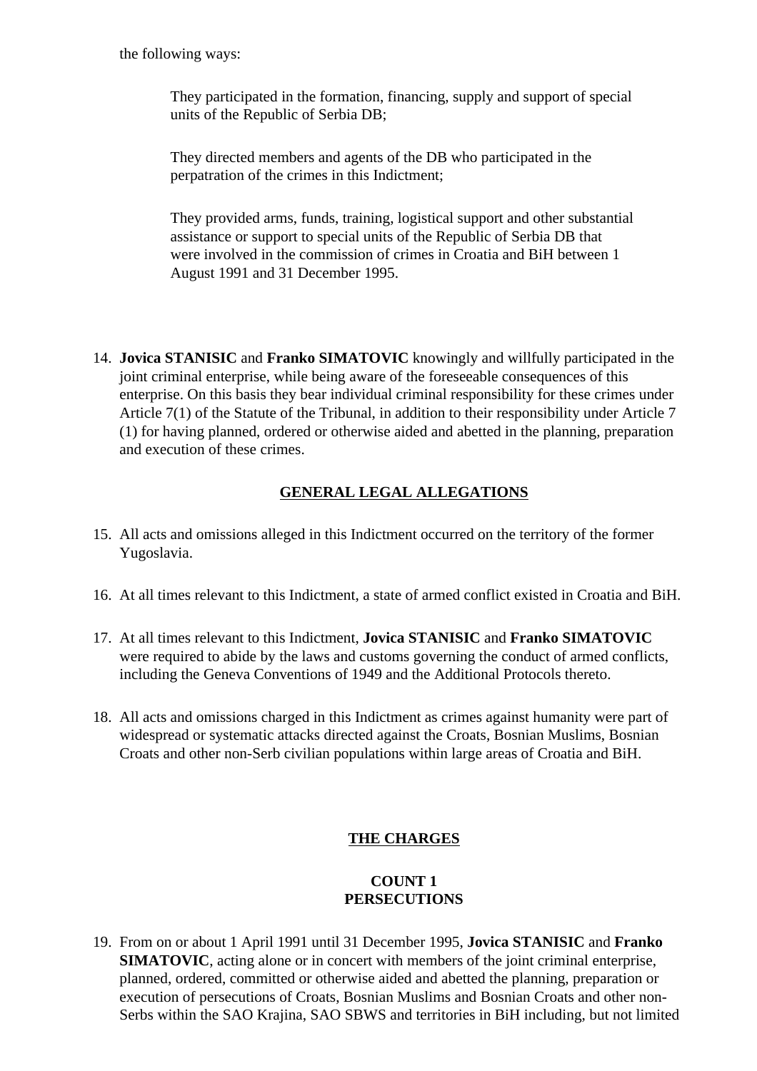the following ways:

> They participated in the formation, financing, supply and support of special units of the Republic of Serbia DB;
>
> They directed members and agents of the DB who participated in the perpatration of the crimes in this Indictment;
>
> They provided arms, funds, training, logistical support and other substantial assistance or support to special units of the Republic of Serbia DB that were involved in the commission of crimes in Croatia and BiH between 1 August 1991 and 31 December 1995.

14. **Jovica STANISIC** and **Franko SIMATOVIC** knowingly and willfully participated in the joint criminal enterprise, while being aware of the foreseeable consequences of this enterprise. On this basis they bear individual criminal responsibility for these crimes under Article 7(1) of the Statute of the Tribunal, in addition to their responsibility under Article 7 (1) for having planned, ordered or otherwise aided and abetted in the planning, preparation and execution of these crimes.

## GENERAL LEGAL ALLEGATIONS

15. All acts and omissions alleged in this Indictment occurred on the territory of the former Yugoslavia.

16. At all times relevant to this Indictment, a state of armed conflict existed in Croatia and BiH.

17. At all times relevant to this Indictment, **Jovica STANISIC** and **Franko SIMATOVIC** were required to abide by the laws and customs governing the conduct of armed conflicts, including the Geneva Conventions of 1949 and the Additional Protocols thereto.

18. All acts and omissions charged in this Indictment as crimes against humanity were part of widespread or systematic attacks directed against the Croats, Bosnian Muslims, Bosnian Croats and other non-Serb civilian populations within large areas of Croatia and BiH.

## THE CHARGES

### COUNT 1
### PERSECUTIONS

19. From on or about 1 April 1991 until 31 December 1995, **Jovica STANISIC** and **Franko SIMATOVIC**, acting alone or in concert with members of the joint criminal enterprise, planned, ordered, committed or otherwise aided and abetted the planning, preparation or execution of persecutions of Croats, Bosnian Muslims and Bosnian Croats and other non-Serbs within the SAO Krajina, SAO SBWS and territories in BiH including, but not limited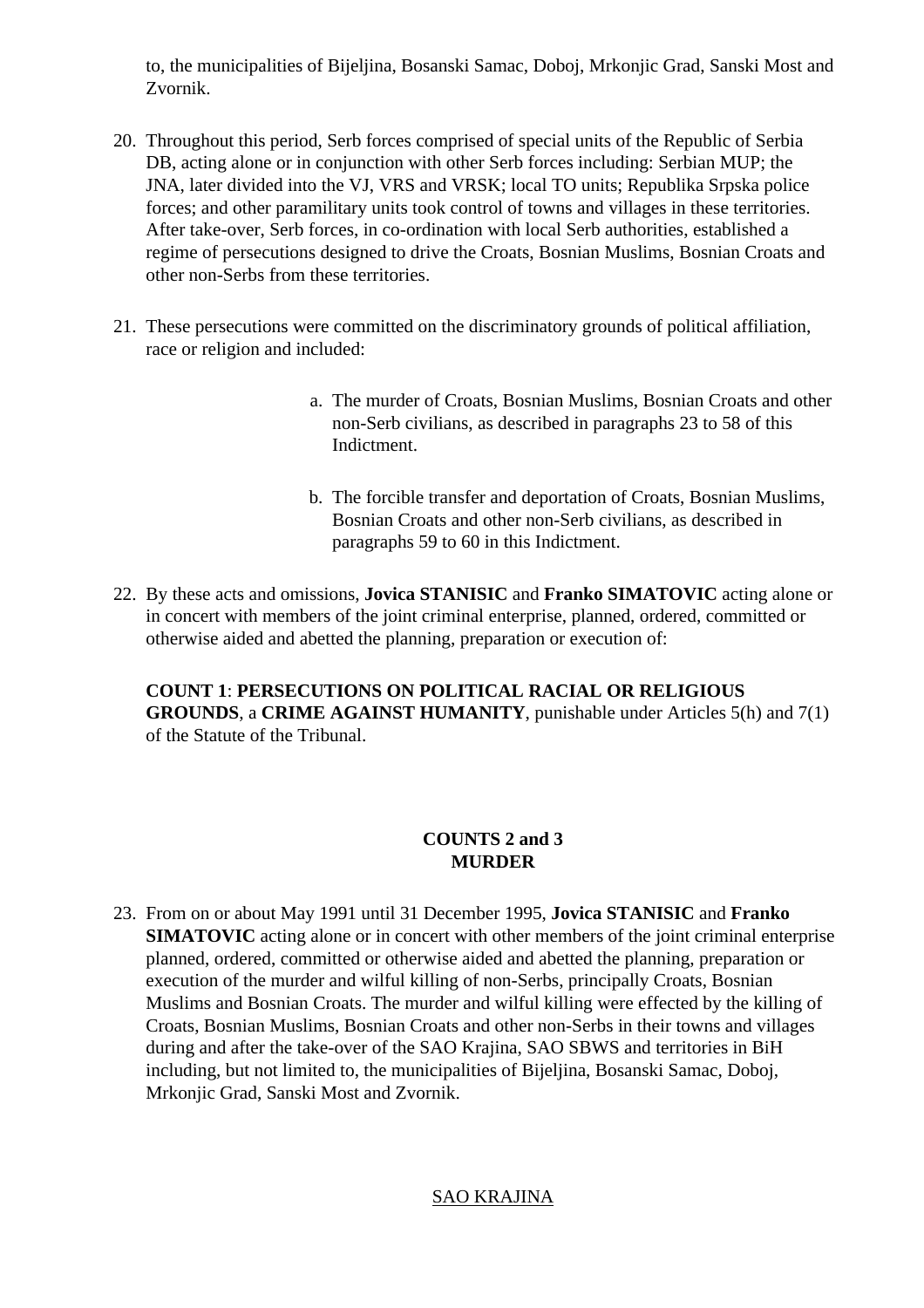to, the municipalities of Bijeljina, Bosanski Samac, Doboj, Mrkonjic Grad, Sanski Most and Zvornik.

20. Throughout this period, Serb forces comprised of special units of the Republic of Serbia DB, acting alone or in conjunction with other Serb forces including: Serbian MUP; the JNA, later divided into the VJ, VRS and VRSK; local TO units; Republika Srpska police forces; and other paramilitary units took control of towns and villages in these territories. After take-over, Serb forces, in co-ordination with local Serb authorities, established a regime of persecutions designed to drive the Croats, Bosnian Muslims, Bosnian Croats and other non-Serbs from these territories.

21. These persecutions were committed on the discriminatory grounds of political affiliation, race or religion and included:

    a. The murder of Croats, Bosnian Muslims, Bosnian Croats and other non-Serb civilians, as described in paragraphs 23 to 58 of this Indictment.

    b. The forcible transfer and deportation of Croats, Bosnian Muslims, Bosnian Croats and other non-Serb civilians, as described in paragraphs 59 to 60 in this Indictment.

22. By these acts and omissions, **Jovica STANISIC** and **Franko SIMATOVIC** acting alone or in concert with members of the joint criminal enterprise, planned, ordered, committed or otherwise aided and abetted the planning, preparation or execution of:

    **COUNT 1**: **PERSECUTIONS ON POLITICAL RACIAL OR RELIGIOUS GROUNDS**, a **CRIME AGAINST HUMANITY**, punishable under Articles 5(h) and 7(1) of the Statute of the Tribunal.

## COUNTS 2 and 3
## MURDER

23. From on or about May 1991 until 31 December 1995, **Jovica STANISIC** and **Franko SIMATOVIC** acting alone or in concert with other members of the joint criminal enterprise planned, ordered, committed or otherwise aided and abetted the planning, preparation or execution of the murder and wilful killing of non-Serbs, principally Croats, Bosnian Muslims and Bosnian Croats. The murder and wilful killing were effected by the killing of Croats, Bosnian Muslims, Bosnian Croats and other non-Serbs in their towns and villages during and after the take-over of the SAO Krajina, SAO SBWS and territories in BiH including, but not limited to, the municipalities of Bijeljina, Bosanski Samac, Doboj, Mrkonjic Grad, Sanski Most and Zvornik.

### SAO KRAJINA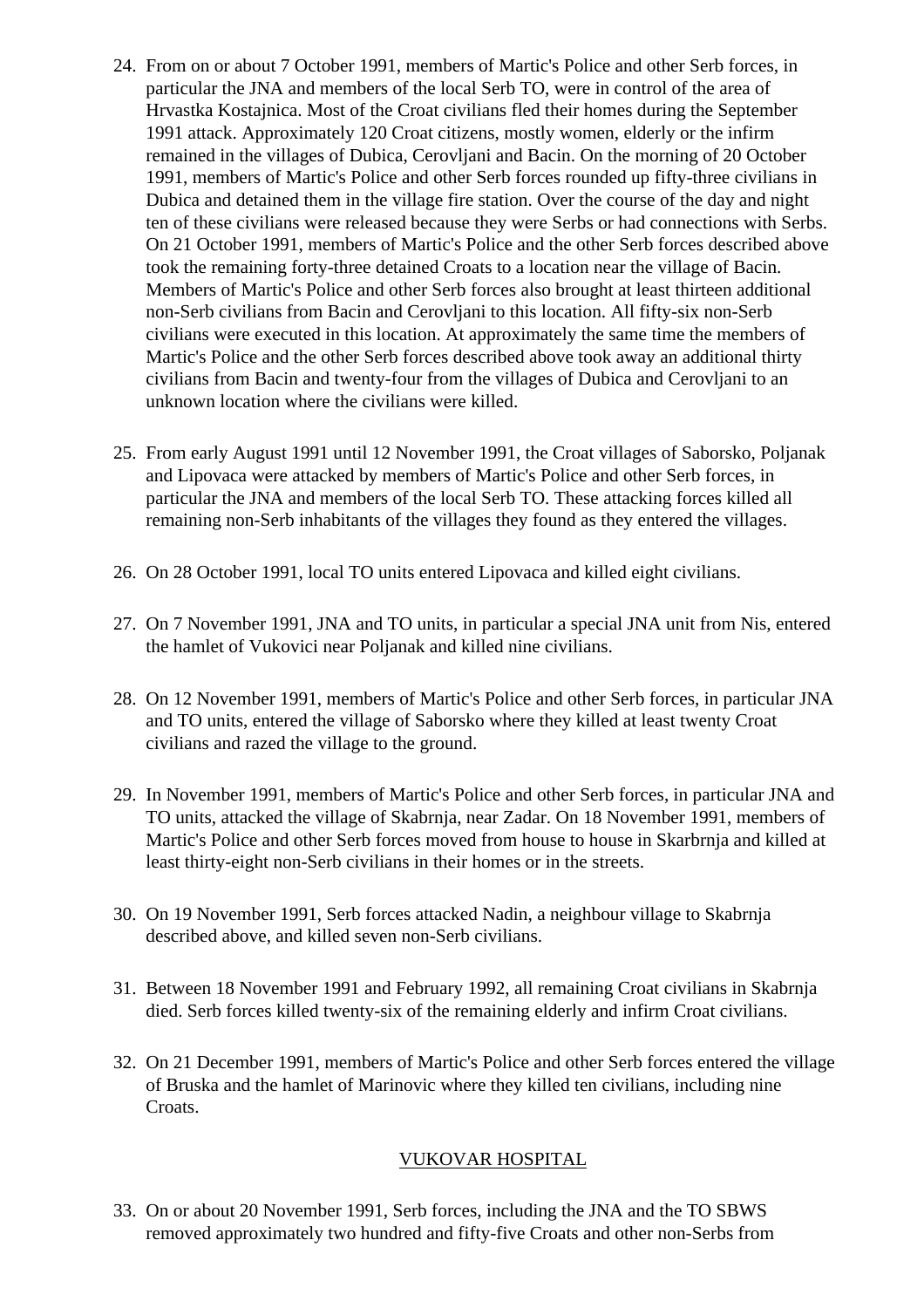24. From on or about 7 October 1991, members of Martic's Police and other Serb forces, in particular the JNA and members of the local Serb TO, were in control of the area of Hrvastka Kostajnica. Most of the Croat civilians fled their homes during the September 1991 attack. Approximately 120 Croat citizens, mostly women, elderly or the infirm remained in the villages of Dubica, Cerovljani and Bacin. On the morning of 20 October 1991, members of Martic's Police and other Serb forces rounded up fifty-three civilians in Dubica and detained them in the village fire station. Over the course of the day and night ten of these civilians were released because they were Serbs or had connections with Serbs. On 21 October 1991, members of Martic's Police and the other Serb forces described above took the remaining forty-three detained Croats to a location near the village of Bacin. Members of Martic's Police and other Serb forces also brought at least thirteen additional non-Serb civilians from Bacin and Cerovljani to this location. All fifty-six non-Serb civilians were executed in this location. At approximately the same time the members of Martic's Police and the other Serb forces described above took away an additional thirty civilians from Bacin and twenty-four from the villages of Dubica and Cerovljani to an unknown location where the civilians were killed.

25. From early August 1991 until 12 November 1991, the Croat villages of Saborsko, Poljanak and Lipovaca were attacked by members of Martic's Police and other Serb forces, in particular the JNA and members of the local Serb TO. These attacking forces killed all remaining non-Serb inhabitants of the villages they found as they entered the villages.

26. On 28 October 1991, local TO units entered Lipovaca and killed eight civilians.

27. On 7 November 1991, JNA and TO units, in particular a special JNA unit from Nis, entered the hamlet of Vukovici near Poljanak and killed nine civilians.

28. On 12 November 1991, members of Martic's Police and other Serb forces, in particular JNA and TO units, entered the village of Saborsko where they killed at least twenty Croat civilians and razed the village to the ground.

29. In November 1991, members of Martic's Police and other Serb forces, in particular JNA and TO units, attacked the village of Skabrnja, near Zadar. On 18 November 1991, members of Martic's Police and other Serb forces moved from house to house in Skarbrnja and killed at least thirty-eight non-Serb civilians in their homes or in the streets.

30. On 19 November 1991, Serb forces attacked Nadin, a neighbour village to Skabrnja described above, and killed seven non-Serb civilians.

31. Between 18 November 1991 and February 1992, all remaining Croat civilians in Skabrnja died. Serb forces killed twenty-six of the remaining elderly and infirm Croat civilians.

32. On 21 December 1991, members of Martic's Police and other Serb forces entered the village of Bruska and the hamlet of Marinovic where they killed ten civilians, including nine Croats.

## VUKOVAR HOSPITAL

33. On or about 20 November 1991, Serb forces, including the JNA and the TO SBWS removed approximately two hundred and fifty-five Croats and other non-Serbs from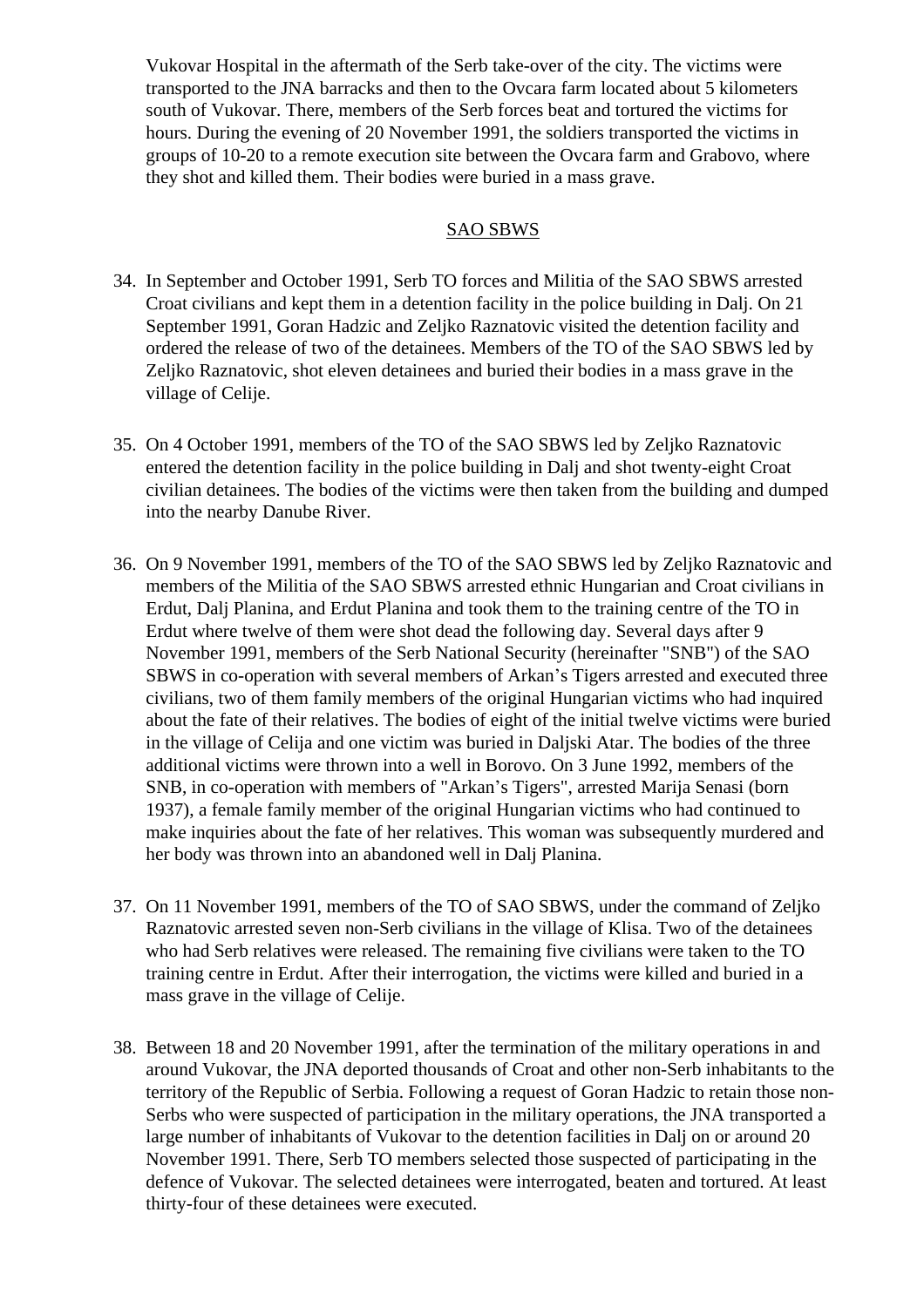Vukovar Hospital in the aftermath of the Serb take-over of the city. The victims were transported to the JNA barracks and then to the Ovcara farm located about 5 kilometers south of Vukovar. There, members of the Serb forces beat and tortured the victims for hours. During the evening of 20 November 1991, the soldiers transported the victims in groups of 10-20 to a remote execution site between the Ovcara farm and Grabovo, where they shot and killed them. Their bodies were buried in a mass grave.

<u>SAO SBWS</u>

34. In September and October 1991, Serb TO forces and Militia of the SAO SBWS arrested Croat civilians and kept them in a detention facility in the police building in Dalj. On 21 September 1991, Goran Hadzic and Zeljko Raznatovic visited the detention facility and ordered the release of two of the detainees. Members of the TO of the SAO SBWS led by Zeljko Raznatovic, shot eleven detainees and buried their bodies in a mass grave in the village of Celije.

35. On 4 October 1991, members of the TO of the SAO SBWS led by Zeljko Raznatovic entered the detention facility in the police building in Dalj and shot twenty-eight Croat civilian detainees. The bodies of the victims were then taken from the building and dumped into the nearby Danube River.

36. On 9 November 1991, members of the TO of the SAO SBWS led by Zeljko Raznatovic and members of the Militia of the SAO SBWS arrested ethnic Hungarian and Croat civilians in Erdut, Dalj Planina, and Erdut Planina and took them to the training centre of the TO in Erdut where twelve of them were shot dead the following day. Several days after 9 November 1991, members of the Serb National Security (hereinafter "SNB") of the SAO SBWS in co-operation with several members of Arkan's Tigers arrested and executed three civilians, two of them family members of the original Hungarian victims who had inquired about the fate of their relatives. The bodies of eight of the initial twelve victims were buried in the village of Celija and one victim was buried in Daljski Atar. The bodies of the three additional victims were thrown into a well in Borovo. On 3 June 1992, members of the SNB, in co-operation with members of "Arkan's Tigers", arrested Marija Senasi (born 1937), a female family member of the original Hungarian victims who had continued to make inquiries about the fate of her relatives. This woman was subsequently murdered and her body was thrown into an abandoned well in Dalj Planina.

37. On 11 November 1991, members of the TO of SAO SBWS, under the command of Zeljko Raznatovic arrested seven non-Serb civilians in the village of Klisa. Two of the detainees who had Serb relatives were released. The remaining five civilians were taken to the TO training centre in Erdut. After their interrogation, the victims were killed and buried in a mass grave in the village of Celije.

38. Between 18 and 20 November 1991, after the termination of the military operations in and around Vukovar, the JNA deported thousands of Croat and other non-Serb inhabitants to the territory of the Republic of Serbia. Following a request of Goran Hadzic to retain those non-Serbs who were suspected of participation in the military operations, the JNA transported a large number of inhabitants of Vukovar to the detention facilities in Dalj on or around 20 November 1991. There, Serb TO members selected those suspected of participating in the defence of Vukovar. The selected detainees were interrogated, beaten and tortured. At least thirty-four of these detainees were executed.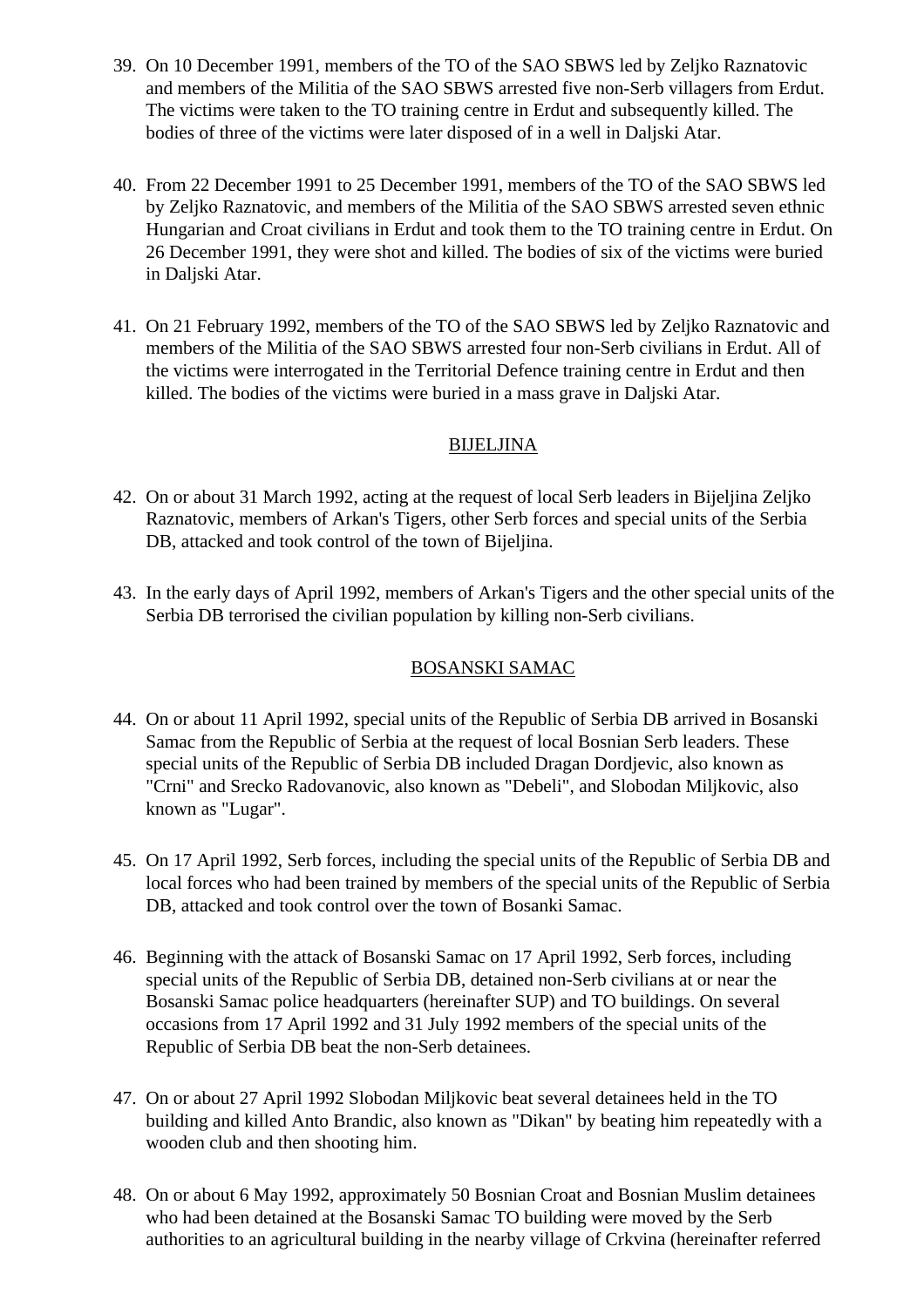39. On 10 December 1991, members of the TO of the SAO SBWS led by Zeljko Raznatovic and members of the Militia of the SAO SBWS arrested five non-Serb villagers from Erdut. The victims were taken to the TO training centre in Erdut and subsequently killed. The bodies of three of the victims were later disposed of in a well in Daljski Atar.

40. From 22 December 1991 to 25 December 1991, members of the TO of the SAO SBWS led by Zeljko Raznatovic, and members of the Militia of the SAO SBWS arrested seven ethnic Hungarian and Croat civilians in Erdut and took them to the TO training centre in Erdut. On 26 December 1991, they were shot and killed. The bodies of six of the victims were buried in Daljski Atar.

41. On 21 February 1992, members of the TO of the SAO SBWS led by Zeljko Raznatovic and members of the Militia of the SAO SBWS arrested four non-Serb civilians in Erdut. All of the victims were interrogated in the Territorial Defence training centre in Erdut and then killed. The bodies of the victims were buried in a mass grave in Daljski Atar.

## BIJELJINA

42. On or about 31 March 1992, acting at the request of local Serb leaders in Bijeljina Zeljko Raznatovic, members of Arkan's Tigers, other Serb forces and special units of the Serbia DB, attacked and took control of the town of Bijeljina.

43. In the early days of April 1992, members of Arkan's Tigers and the other special units of the Serbia DB terrorised the civilian population by killing non-Serb civilians.

## BOSANSKI SAMAC

44. On or about 11 April 1992, special units of the Republic of Serbia DB arrived in Bosanski Samac from the Republic of Serbia at the request of local Bosnian Serb leaders. These special units of the Republic of Serbia DB included Dragan Dordjevic, also known as "Crni" and Srecko Radovanovic, also known as "Debeli", and Slobodan Miljkovic, also known as "Lugar".

45. On 17 April 1992, Serb forces, including the special units of the Republic of Serbia DB and local forces who had been trained by members of the special units of the Republic of Serbia DB, attacked and took control over the town of Bosanki Samac.

46. Beginning with the attack of Bosanski Samac on 17 April 1992, Serb forces, including special units of the Republic of Serbia DB, detained non-Serb civilians at or near the Bosanski Samac police headquarters (hereinafter SUP) and TO buildings. On several occasions from 17 April 1992 and 31 July 1992 members of the special units of the Republic of Serbia DB beat the non-Serb detainees.

47. On or about 27 April 1992 Slobodan Miljkovic beat several detainees held in the TO building and killed Anto Brandic, also known as "Dikan" by beating him repeatedly with a wooden club and then shooting him.

48. On or about 6 May 1992, approximately 50 Bosnian Croat and Bosnian Muslim detainees who had been detained at the Bosanski Samac TO building were moved by the Serb authorities to an agricultural building in the nearby village of Crkvina (hereinafter referred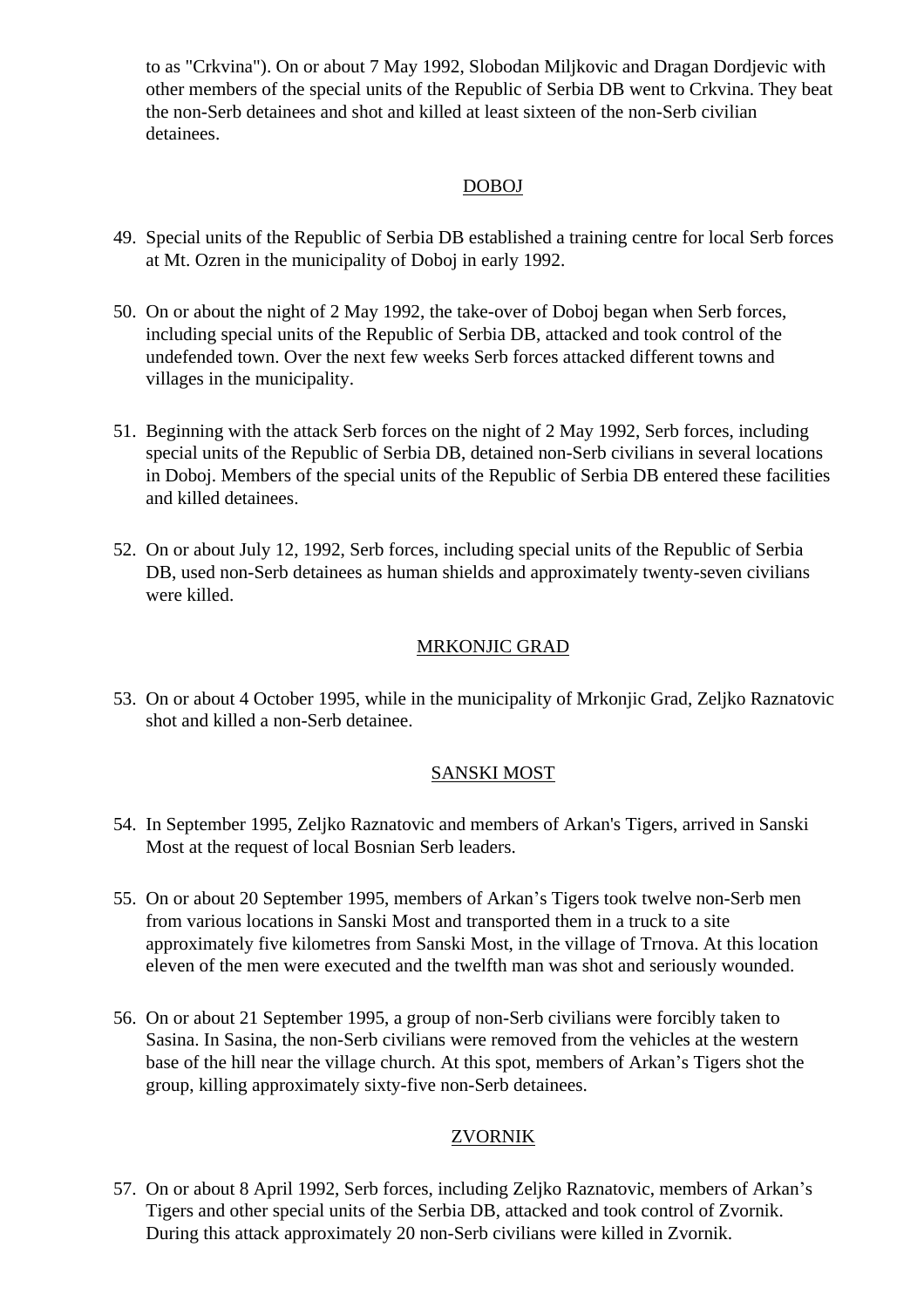to as "Crkvina"). On or about 7 May 1992, Slobodan Miljkovic and Dragan Dordjevic with other members of the special units of the Republic of Serbia DB went to Crkvina. They beat the non-Serb detainees and shot and killed at least sixteen of the non-Serb civilian detainees.

<u>DOBOJ</u>

49. Special units of the Republic of Serbia DB established a training centre for local Serb forces at Mt. Ozren in the municipality of Doboj in early 1992.

50. On or about the night of 2 May 1992, the take-over of Doboj began when Serb forces, including special units of the Republic of Serbia DB, attacked and took control of the undefended town. Over the next few weeks Serb forces attacked different towns and villages in the municipality.

51. Beginning with the attack Serb forces on the night of 2 May 1992, Serb forces, including special units of the Republic of Serbia DB, detained non-Serb civilians in several locations in Doboj. Members of the special units of the Republic of Serbia DB entered these facilities and killed detainees.

52. On or about July 12, 1992, Serb forces, including special units of the Republic of Serbia DB, used non-Serb detainees as human shields and approximately twenty-seven civilians were killed.

<u>MRKONJIC GRAD</u>

53. On or about 4 October 1995, while in the municipality of Mrkonjic Grad, Zeljko Raznatovic shot and killed a non-Serb detainee.

<u>SANSKI MOST</u>

54. In September 1995, Zeljko Raznatovic and members of Arkan's Tigers, arrived in Sanski Most at the request of local Bosnian Serb leaders.

55. On or about 20 September 1995, members of Arkan's Tigers took twelve non-Serb men from various locations in Sanski Most and transported them in a truck to a site approximately five kilometres from Sanski Most, in the village of Trnova. At this location eleven of the men were executed and the twelfth man was shot and seriously wounded.

56. On or about 21 September 1995, a group of non-Serb civilians were forcibly taken to Sasina. In Sasina, the non-Serb civilians were removed from the vehicles at the western base of the hill near the village church. At this spot, members of Arkan's Tigers shot the group, killing approximately sixty-five non-Serb detainees.

<u>ZVORNIK</u>

57. On or about 8 April 1992, Serb forces, including Zeljko Raznatovic, members of Arkan's Tigers and other special units of the Serbia DB, attacked and took control of Zvornik. During this attack approximately 20 non-Serb civilians were killed in Zvornik.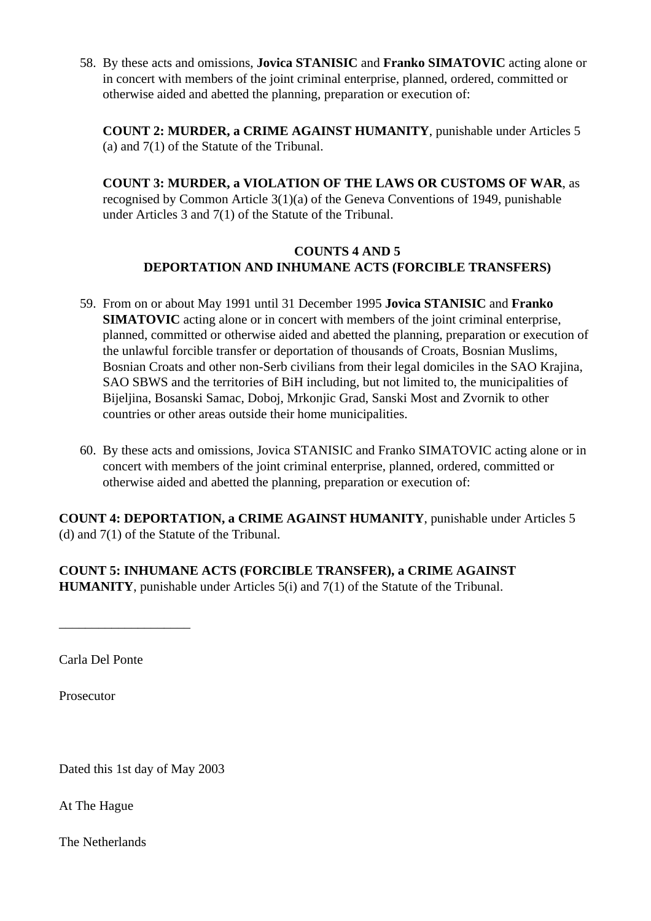58. By these acts and omissions, **Jovica STANISIC** and **Franko SIMATOVIC** acting alone or in concert with members of the joint criminal enterprise, planned, ordered, committed or otherwise aided and abetted the planning, preparation or execution of:

    **COUNT 2: MURDER, a CRIME AGAINST HUMANITY**, punishable under Articles 5 (a) and 7(1) of the Statute of the Tribunal.

    **COUNT 3: MURDER, a VIOLATION OF THE LAWS OR CUSTOMS OF WAR**, as recognised by Common Article 3(1)(a) of the Geneva Conventions of 1949, punishable under Articles 3 and 7(1) of the Statute of the Tribunal.

**COUNTS 4 AND 5**
**DEPORTATION AND INHUMANE ACTS (FORCIBLE TRANSFERS)**

59. From on or about May 1991 until 31 December 1995 **Jovica STANISIC** and **Franko SIMATOVIC** acting alone or in concert with members of the joint criminal enterprise, planned, committed or otherwise aided and abetted the planning, preparation or execution of the unlawful forcible transfer or deportation of thousands of Croats, Bosnian Muslims, Bosnian Croats and other non-Serb civilians from their legal domiciles in the SAO Krajina, SAO SBWS and the territories of BiH including, but not limited to, the municipalities of Bijeljina, Bosanski Samac, Doboj, Mrkonjic Grad, Sanski Most and Zvornik to other countries or other areas outside their home municipalities.

60. By these acts and omissions, Jovica STANISIC and Franko SIMATOVIC acting alone or in concert with members of the joint criminal enterprise, planned, ordered, committed or otherwise aided and abetted the planning, preparation or execution of:

**COUNT 4: DEPORTATION, a CRIME AGAINST HUMANITY**, punishable under Articles 5 (d) and 7(1) of the Statute of the Tribunal.

**COUNT 5: INHUMANE ACTS (FORCIBLE TRANSFER), a CRIME AGAINST HUMANITY**, punishable under Articles 5(i) and 7(1) of the Statute of the Tribunal.

\_\_\_\_\_\_\_\_\_\_\_\_\_\_\_\_\_\_\_\_

Carla Del Ponte

Prosecutor

Dated this 1st day of May 2003

At The Hague

The Netherlands